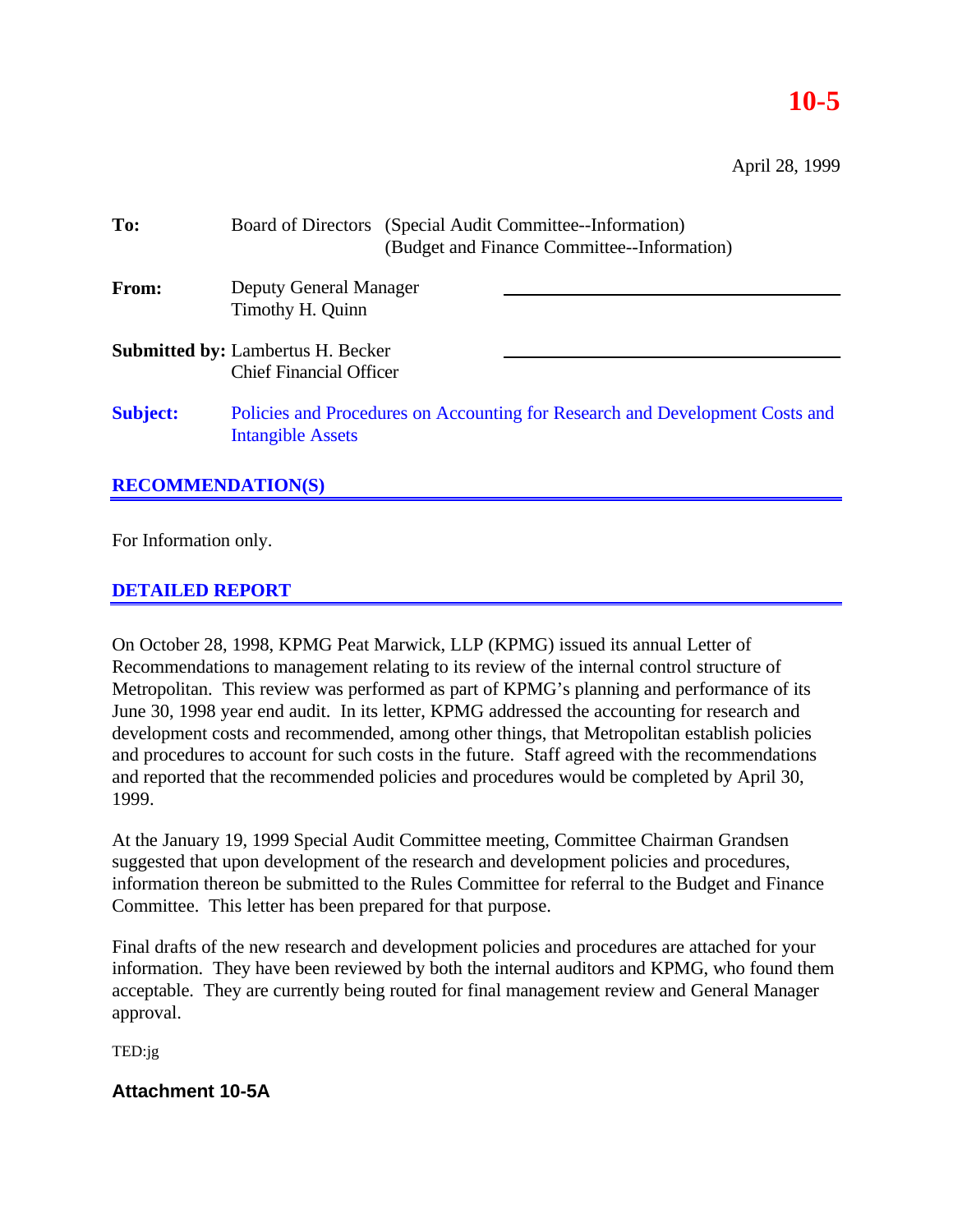# 10-5

April 28, 1999

**To:** Board of Directors (Special Audit Committee--Information)
(Budget and Finance Committee--Information)

**From:** Deputy General Manager
Timothy H. Quinn

**Submitted by:** Lambertus H. Becker
Chief Financial Officer

**Subject:** Policies and Procedures on Accounting for Research and Development Costs and Intangible Assets

## RECOMMENDATION(S)

For Information only.

## DETAILED REPORT

On October 28, 1998, KPMG Peat Marwick, LLP (KPMG) issued its annual Letter of Recommendations to management relating to its review of the internal control structure of Metropolitan. This review was performed as part of KPMG's planning and performance of its June 30, 1998 year end audit. In its letter, KPMG addressed the accounting for research and development costs and recommended, among other things, that Metropolitan establish policies and procedures to account for such costs in the future. Staff agreed with the recommendations and reported that the recommended policies and procedures would be completed by April 30, 1999.

At the January 19, 1999 Special Audit Committee meeting, Committee Chairman Grandsen suggested that upon development of the research and development policies and procedures, information thereon be submitted to the Rules Committee for referral to the Budget and Finance Committee. This letter has been prepared for that purpose.

Final drafts of the new research and development policies and procedures are attached for your information. They have been reviewed by both the internal auditors and KPMG, who found them acceptable. They are currently being routed for final management review and General Manager approval.

TED:jg

**Attachment 10-5A**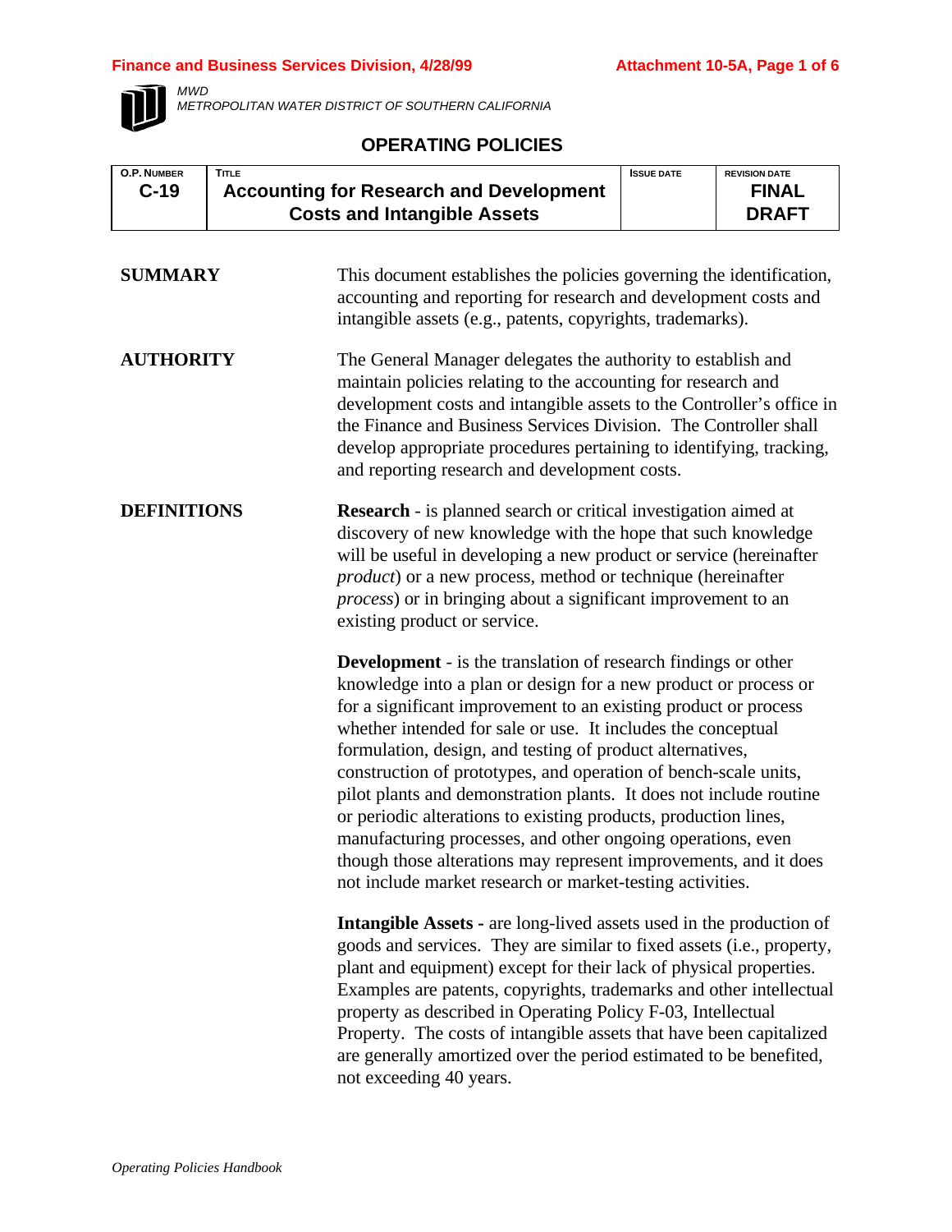MWD
METROPOLITAN WATER DISTRICT OF SOUTHERN CALIFORNIA

# OPERATING POLICIES

| O.P. NUMBER | TITLE | ISSUE DATE | REVISION DATE |
|---|---|---|---|
| C-19 | Accounting for Research and Development Costs and Intangible Assets | | FINAL DRAFT |

**SUMMARY**

This document establishes the policies governing the identification, accounting and reporting for research and development costs and intangible assets (e.g., patents, copyrights, trademarks).

**AUTHORITY**

The General Manager delegates the authority to establish and maintain policies relating to the accounting for research and development costs and intangible assets to the Controller's office in the Finance and Business Services Division. The Controller shall develop appropriate procedures pertaining to identifying, tracking, and reporting research and development costs.

**DEFINITIONS**

**Research** - is planned search or critical investigation aimed at discovery of new knowledge with the hope that such knowledge will be useful in developing a new product or service (hereinafter *product*) or a new process, method or technique (hereinafter *process*) or in bringing about a significant improvement to an existing product or service.

**Development** - is the translation of research findings or other knowledge into a plan or design for a new product or process or for a significant improvement to an existing product or process whether intended for sale or use. It includes the conceptual formulation, design, and testing of product alternatives, construction of prototypes, and operation of bench-scale units, pilot plants and demonstration plants. It does not include routine or periodic alterations to existing products, production lines, manufacturing processes, and other ongoing operations, even though those alterations may represent improvements, and it does not include market research or market-testing activities.

**Intangible Assets -** are long-lived assets used in the production of goods and services. They are similar to fixed assets (i.e., property, plant and equipment) except for their lack of physical properties. Examples are patents, copyrights, trademarks and other intellectual property as described in Operating Policy F-03, Intellectual Property. The costs of intangible assets that have been capitalized are generally amortized over the period estimated to be benefited, not exceeding 40 years.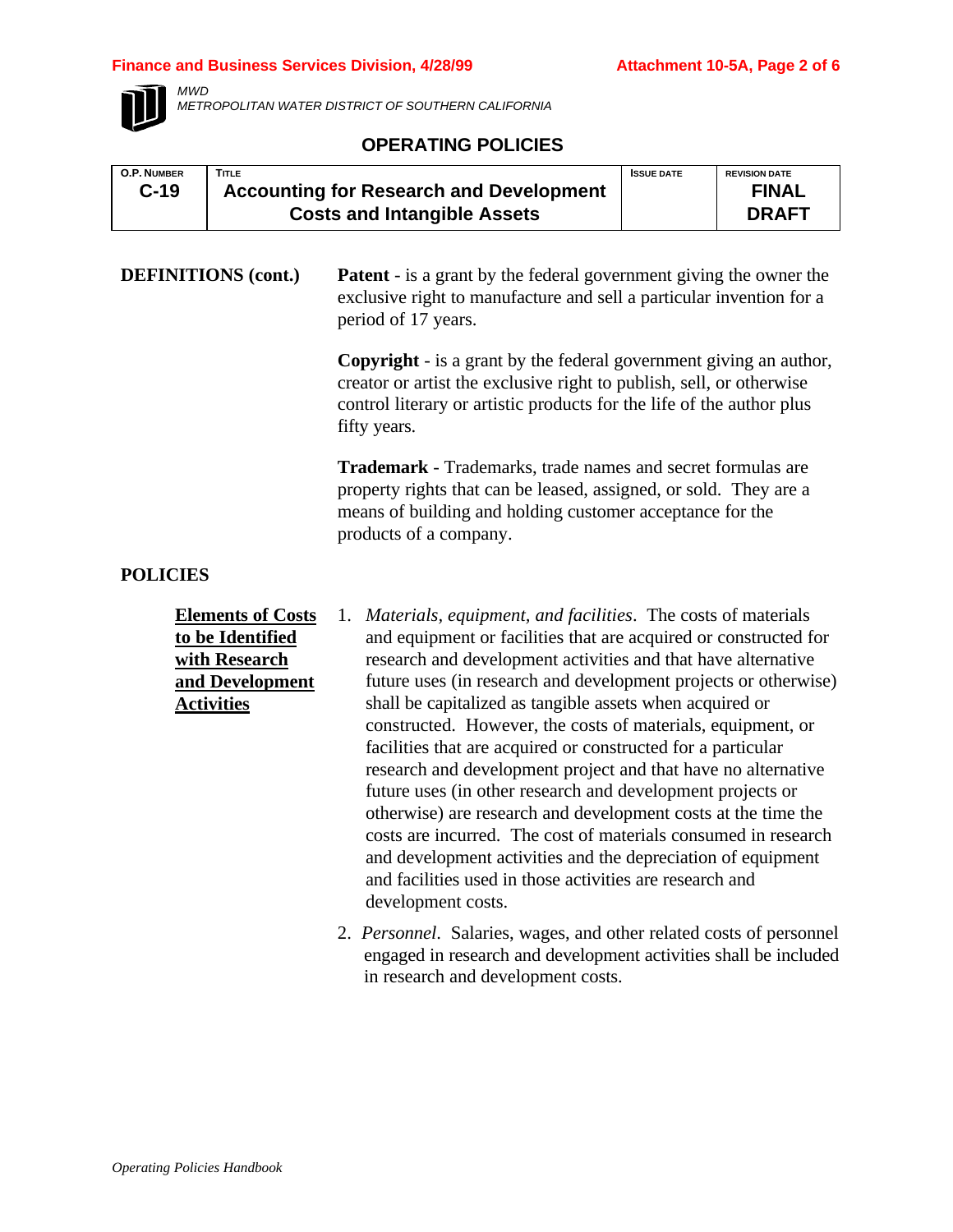**DEFINITIONS (cont.)**

**Patent** - is a grant by the federal government giving the owner the exclusive right to manufacture and sell a particular invention for a period of 17 years.

**Copyright** - is a grant by the federal government giving an author, creator or artist the exclusive right to publish, sell, or otherwise control literary or artistic products for the life of the author plus fifty years.

**Trademark** - Trademarks, trade names and secret formulas are property rights that can be leased, assigned, or sold. They are a means of building and holding customer acceptance for the products of a company.

## POLICIES

### Elements of Costs to be Identified with Research and Development Activities

1. *Materials, equipment, and facilities*. The costs of materials and equipment or facilities that are acquired or constructed for research and development activities and that have alternative future uses (in research and development projects or otherwise) shall be capitalized as tangible assets when acquired or constructed. However, the costs of materials, equipment, or facilities that are acquired or constructed for a particular research and development project and that have no alternative future uses (in other research and development projects or otherwise) are research and development costs at the time the costs are incurred. The cost of materials consumed in research and development activities and the depreciation of equipment and facilities used in those activities are research and development costs.

2. *Personnel*. Salaries, wages, and other related costs of personnel engaged in research and development activities shall be included in research and development costs.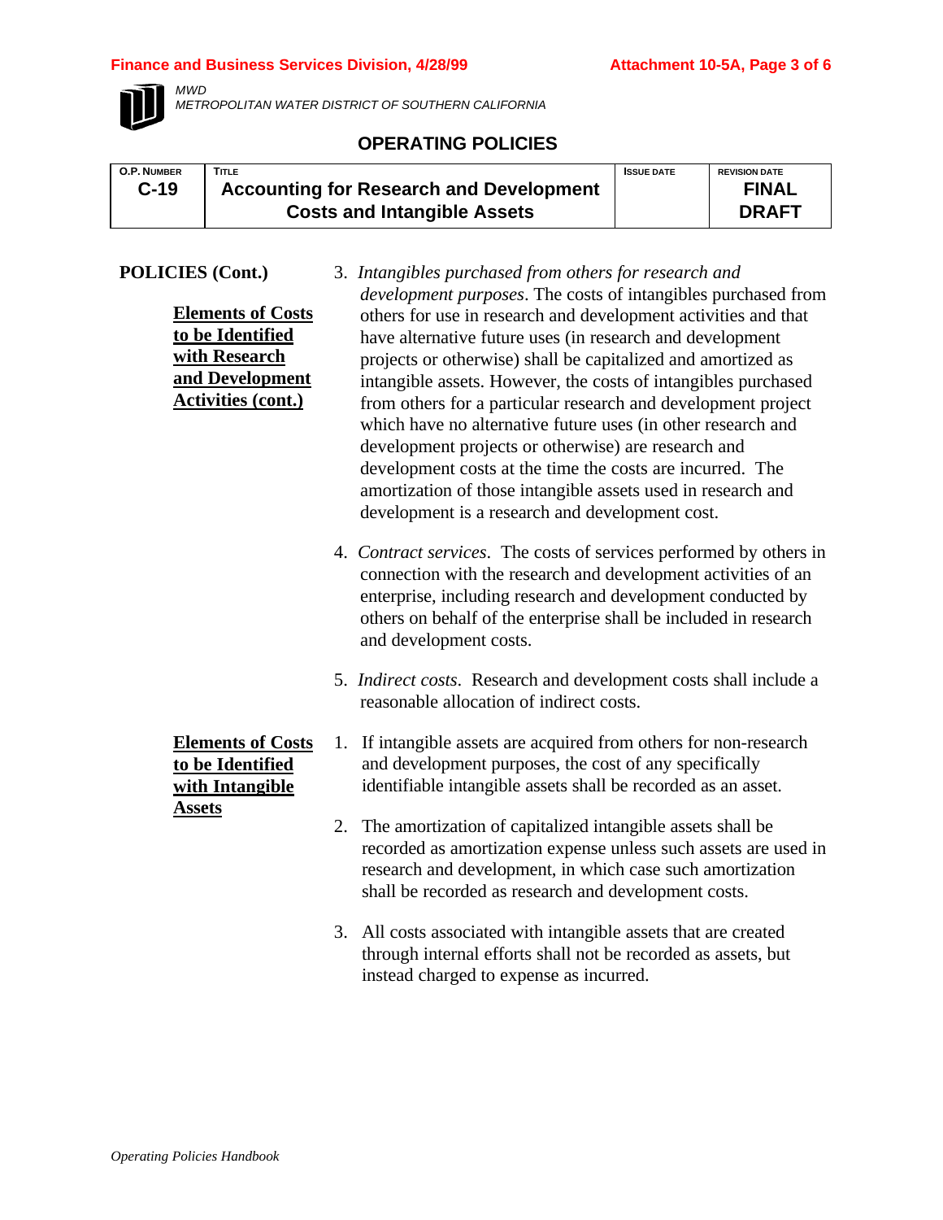MWD
METROPOLITAN WATER DISTRICT OF SOUTHERN CALIFORNIA

## OPERATING POLICIES

| O.P. NUMBER | TITLE | ISSUE DATE | REVISION DATE |
|---|---|---|---|
| C-19 | Accounting for Research and Development Costs and Intangible Assets | | FINAL DRAFT |

**POLICIES (Cont.)**

**Elements of Costs to be Identified with Research and Development Activities (cont.)**

3. *Intangibles purchased from others for research and development purposes*. The costs of intangibles purchased from others for use in research and development activities and that have alternative future uses (in research and development projects or otherwise) shall be capitalized and amortized as intangible assets. However, the costs of intangibles purchased from others for a particular research and development project which have no alternative future uses (in other research and development projects or otherwise) are research and development costs at the time the costs are incurred. The amortization of those intangible assets used in research and development is a research and development cost.

4. *Contract services*. The costs of services performed by others in connection with the research and development activities of an enterprise, including research and development conducted by others on behalf of the enterprise shall be included in research and development costs.

5. *Indirect costs*. Research and development costs shall include a reasonable allocation of indirect costs.

**Elements of Costs to be Identified with Intangible Assets**

1. If intangible assets are acquired from others for non-research and development purposes, the cost of any specifically identifiable intangible assets shall be recorded as an asset.

2. The amortization of capitalized intangible assets shall be recorded as amortization expense unless such assets are used in research and development, in which case such amortization shall be recorded as research and development costs.

3. All costs associated with intangible assets that are created through internal efforts shall not be recorded as assets, but instead charged to expense as incurred.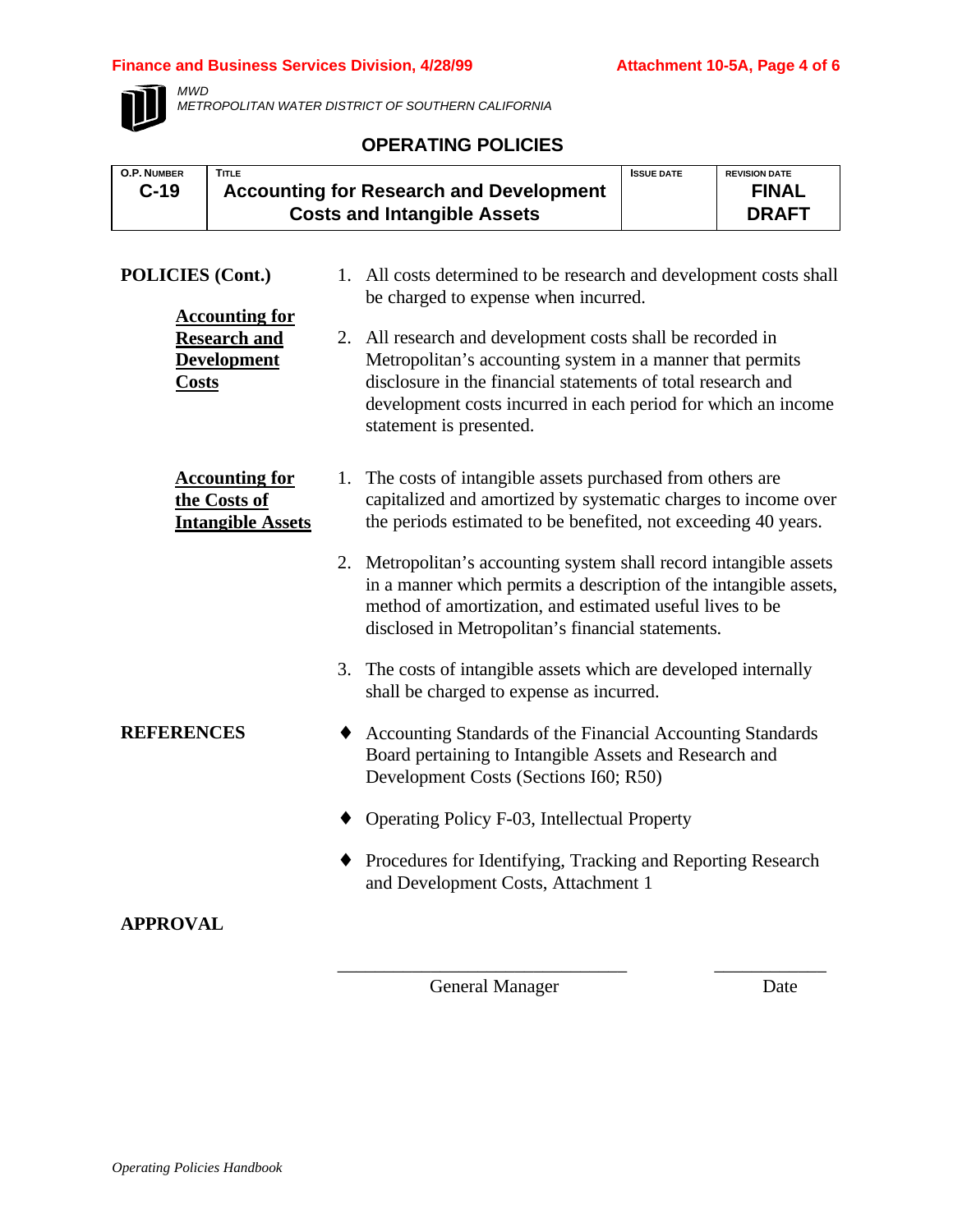MWD
METROPOLITAN WATER DISTRICT OF SOUTHERN CALIFORNIA

# OPERATING POLICIES

| O.P. NUMBER | TITLE | ISSUE DATE | REVISION DATE |
|---|---|---|---|
| C-19 | Accounting for Research and Development Costs and Intangible Assets | | FINAL DRAFT |

## POLICIES (Cont.)

### Accounting for Research and Development Costs

1. All costs determined to be research and development costs shall be charged to expense when incurred.
2. All research and development costs shall be recorded in Metropolitan's accounting system in a manner that permits disclosure in the financial statements of total research and development costs incurred in each period for which an income statement is presented.

### Accounting for the Costs of Intangible Assets

1. The costs of intangible assets purchased from others are capitalized and amortized by systematic charges to income over the periods estimated to be benefited, not exceeding 40 years.
2. Metropolitan's accounting system shall record intangible assets in a manner which permits a description of the intangible assets, method of amortization, and estimated useful lives to be disclosed in Metropolitan's financial statements.
3. The costs of intangible assets which are developed internally shall be charged to expense as incurred.

## REFERENCES

- Accounting Standards of the Financial Accounting Standards Board pertaining to Intangible Assets and Research and Development Costs (Sections I60; R50)
- Operating Policy F-03, Intellectual Property
- Procedures for Identifying, Tracking and Reporting Research and Development Costs, Attachment 1

## APPROVAL

\_\_\_\_\_\_\_\_\_\_\_\_\_\_\_\_\_\_\_\_\_\_\_\_\_\_\_\_\_\_ \_\_\_\_\_\_\_\_\_\_\_\_

General Manager Date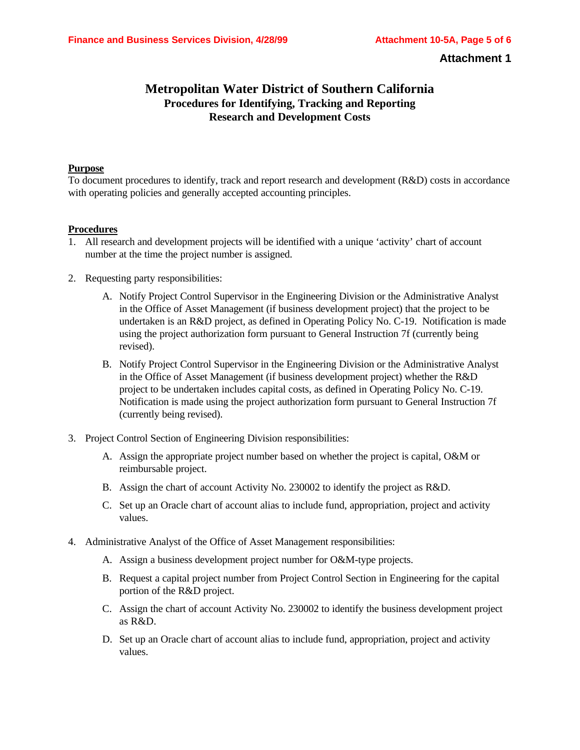**Attachment 1**

# Metropolitan Water District of Southern California

## Procedures for Identifying, Tracking and Reporting Research and Development Costs

**Purpose**

To document procedures to identify, track and report research and development (R&D) costs in accordance with operating policies and generally accepted accounting principles.

**Procedures**

1. All research and development projects will be identified with a unique 'activity' chart of account number at the time the project number is assigned.

2. Requesting party responsibilities:

   A. Notify Project Control Supervisor in the Engineering Division or the Administrative Analyst in the Office of Asset Management (if business development project) that the project to be undertaken is an R&D project, as defined in Operating Policy No. C-19. Notification is made using the project authorization form pursuant to General Instruction 7f (currently being revised).

   B. Notify Project Control Supervisor in the Engineering Division or the Administrative Analyst in the Office of Asset Management (if business development project) whether the R&D project to be undertaken includes capital costs, as defined in Operating Policy No. C-19. Notification is made using the project authorization form pursuant to General Instruction 7f (currently being revised).

3. Project Control Section of Engineering Division responsibilities:

   A. Assign the appropriate project number based on whether the project is capital, O&M or reimbursable project.

   B. Assign the chart of account Activity No. 230002 to identify the project as R&D.

   C. Set up an Oracle chart of account alias to include fund, appropriation, project and activity values.

4. Administrative Analyst of the Office of Asset Management responsibilities:

   A. Assign a business development project number for O&M-type projects.

   B. Request a capital project number from Project Control Section in Engineering for the capital portion of the R&D project.

   C. Assign the chart of account Activity No. 230002 to identify the business development project as R&D.

   D. Set up an Oracle chart of account alias to include fund, appropriation, project and activity values.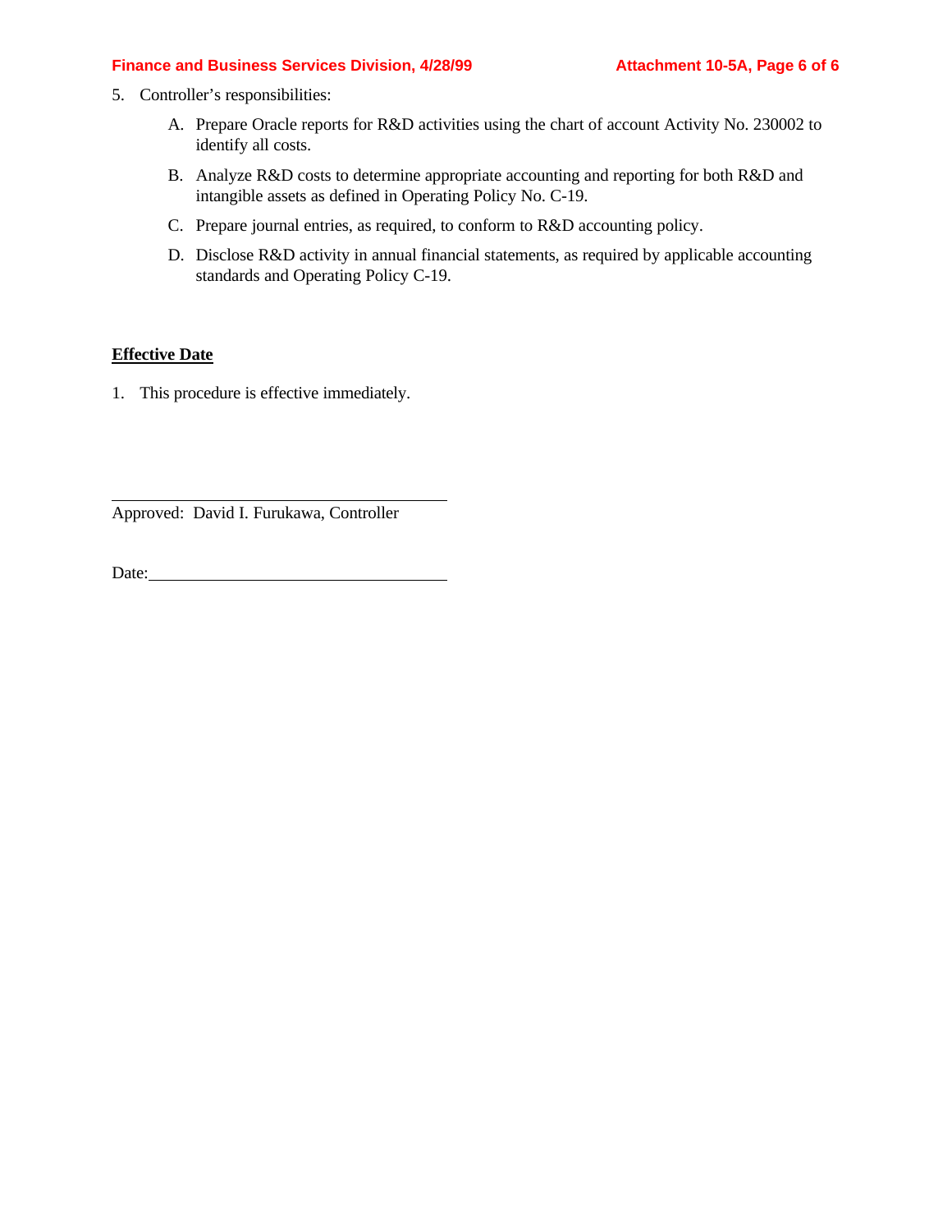5. Controller's responsibilities:

   A. Prepare Oracle reports for R&D activities using the chart of account Activity No. 230002 to identify all costs.

   B. Analyze R&D costs to determine appropriate accounting and reporting for both R&D and intangible assets as defined in Operating Policy No. C-19.

   C. Prepare journal entries, as required, to conform to R&D accounting policy.

   D. Disclose R&D activity in annual financial statements, as required by applicable accounting standards and Operating Policy C-19.

**Effective Date**

1. This procedure is effective immediately.

\_\_\_\_\_\_\_\_\_\_\_\_\_\_\_\_\_\_\_\_\_\_\_\_\_\_\_\_\_\_\_\_\_\_\_\_

Approved: David I. Furukawa, Controller

Date:\_\_\_\_\_\_\_\_\_\_\_\_\_\_\_\_\_\_\_\_\_\_\_\_\_\_\_\_\_\_\_\_